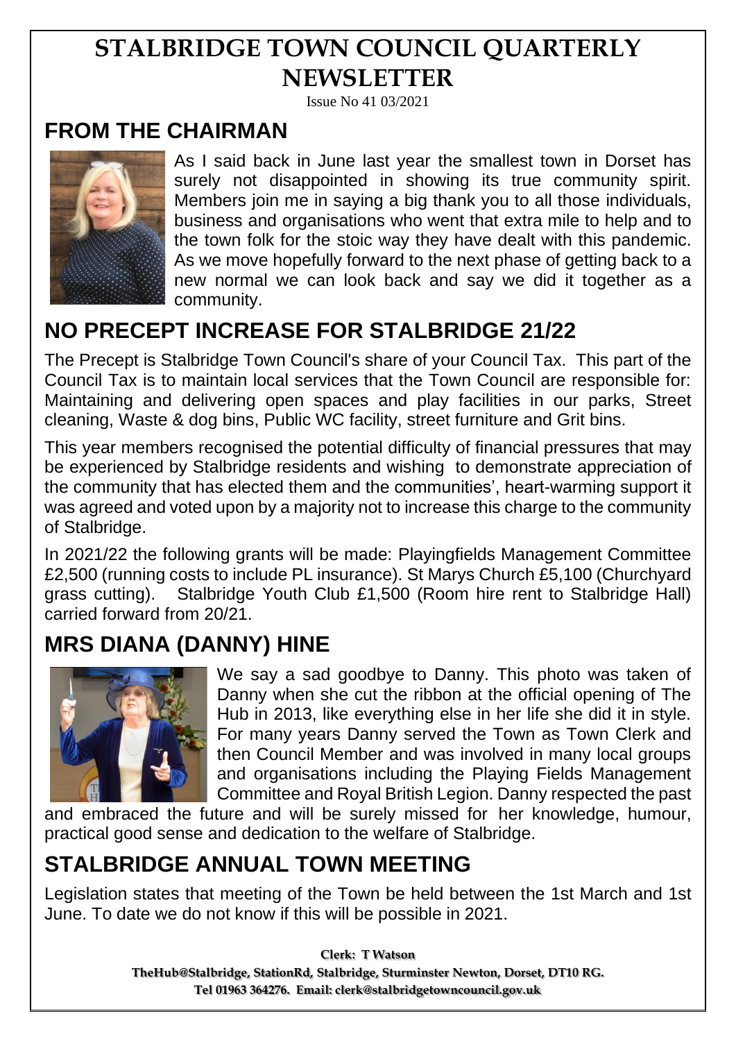# STALBRIDGE TOWN COUNCIL QUARTERLY NEWSLETTER

Issue No 41 03/2021

## FROM THE CHAIRMAN

As I said back in June last year the smallest town in Dorset has surely not disappointed in showing its true community spirit. Members join me in saying a big thank you to all those individuals, business and organisations who went that extra mile to help and to the town folk for the stoic way they have dealt with this pandemic. As we move hopefully forward to the next phase of getting back to a new normal we can look back and say we did it together as a community.

## NO PRECEPT INCREASE FOR STALBRIDGE 21/22

The Precept is Stalbridge Town Council's share of your Council Tax. This part of the Council Tax is to maintain local services that the Town Council are responsible for: Maintaining and delivering open spaces and play facilities in our parks, Street cleaning, Waste & dog bins, Public WC facility, street furniture and Grit bins.

This year members recognised the potential difficulty of financial pressures that may be experienced by Stalbridge residents and wishing to demonstrate appreciation of the community that has elected them and the communities', heart-warming support it was agreed and voted upon by a majority not to increase this charge to the community of Stalbridge.

In 2021/22 the following grants will be made: Playingfields Management Committee £2,500 (running costs to include PL insurance). St Marys Church £5,100 (Churchyard grass cutting). Stalbridge Youth Club £1,500 (Room hire rent to Stalbridge Hall) carried forward from 20/21.

## MRS DIANA (DANNY) HINE

We say a sad goodbye to Danny. This photo was taken of Danny when she cut the ribbon at the official opening of The Hub in 2013, like everything else in her life she did it in style. For many years Danny served the Town as Town Clerk and then Council Member and was involved in many local groups and organisations including the Playing Fields Management Committee and Royal British Legion. Danny respected the past and embraced the future and will be surely missed for her knowledge, humour, practical good sense and dedication to the welfare of Stalbridge.

## STALBRIDGE ANNUAL TOWN MEETING

Legislation states that meeting of the Town be held between the 1st March and 1st June. To date we do not know if this will be possible in 2021.

**Clerk: T Watson**
**TheHub@Stalbridge, StationRd, Stalbridge, Sturminster Newton, Dorset, DT10 RG.**
**Tel 01963 364276. Email: clerk@stalbridgetowncouncil.gov.uk**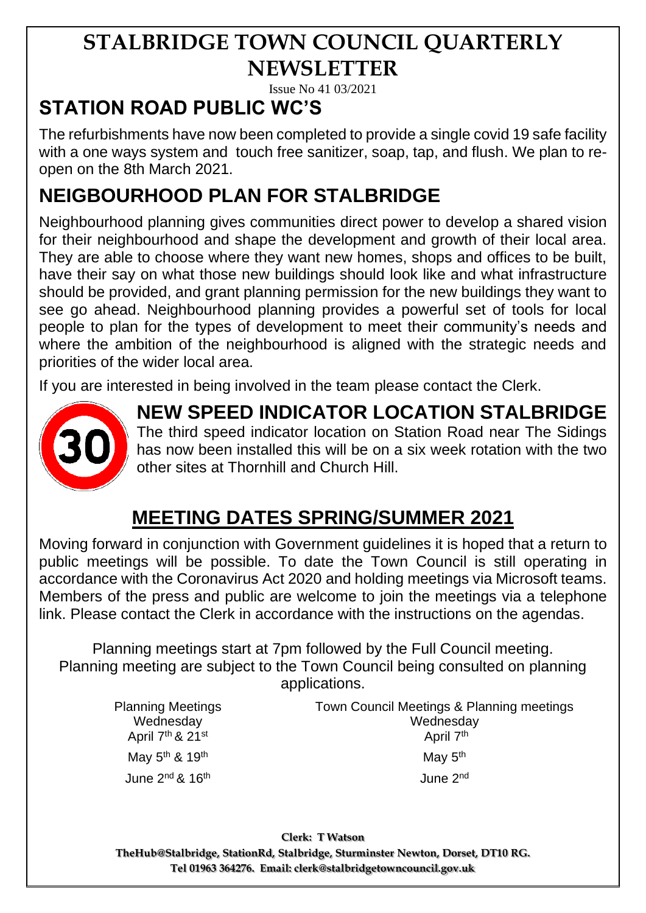# STALBRIDGE TOWN COUNCIL QUARTERLY NEWSLETTER

Issue No 41 03/2021

## STATION ROAD PUBLIC WC'S

The refurbishments have now been completed to provide a single covid 19 safe facility with a one ways system and touch free sanitizer, soap, tap, and flush. We plan to re-open on the 8th March 2021.

## NEIGBOURHOOD PLAN FOR STALBRIDGE

Neighbourhood planning gives communities direct power to develop a shared vision for their neighbourhood and shape the development and growth of their local area. They are able to choose where they want new homes, shops and offices to be built, have their say on what those new buildings should look like and what infrastructure should be provided, and grant planning permission for the new buildings they want to see go ahead. Neighbourhood planning provides a powerful set of tools for local people to plan for the types of development to meet their community's needs and where the ambition of the neighbourhood is aligned with the strategic needs and priorities of the wider local area.

If you are interested in being involved in the team please contact the Clerk.

## NEW SPEED INDICATOR LOCATION STALBRIDGE

The third speed indicator location on Station Road near The Sidings has now been installed this will be on a six week rotation with the two other sites at Thornhill and Church Hill.

## MEETING DATES SPRING/SUMMER 2021

Moving forward in conjunction with Government guidelines it is hoped that a return to public meetings will be possible. To date the Town Council is still operating in accordance with the Coronavirus Act 2020 and holding meetings via Microsoft teams. Members of the press and public are welcome to join the meetings via a telephone link. Please contact the Clerk in accordance with the instructions on the agendas.

Planning meetings start at 7pm followed by the Full Council meeting. Planning meeting are subject to the Town Council being consulted on planning applications.

| Planning Meetings Wednesday | Town Council Meetings & Planning meetings Wednesday |
|---|---|
| April 7th & 21st | April 7th |
| May 5th & 19th | May 5th |
| June 2nd & 16th | June 2nd |

**Clerk: T Watson**

**TheHub@Stalbridge, StationRd, Stalbridge, Sturminster Newton, Dorset, DT10 RG.**

**Tel 01963 364276. Email: clerk@stalbridgetowncouncil.gov.uk**